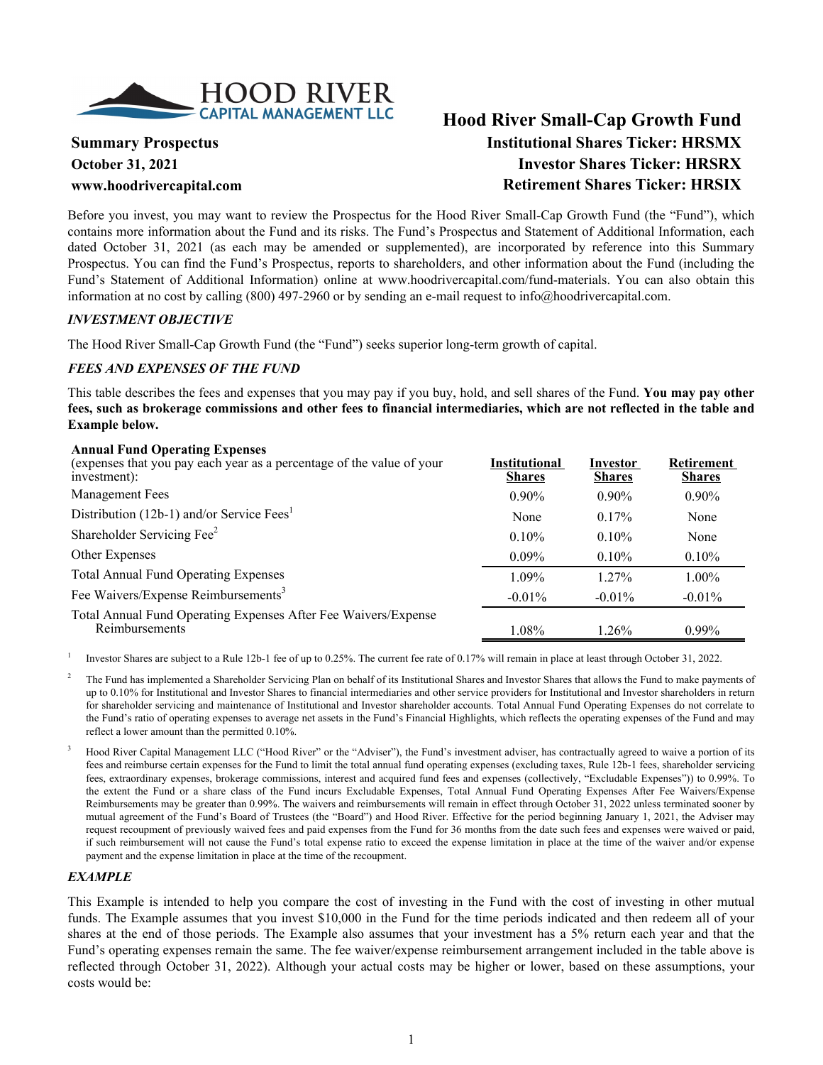HOOD RIVER
CAPITAL MANAGEMENT LLC

# Hood River Small-Cap Growth Fund

**Summary Prospectus**
**October 31, 2021**
**www.hoodrivercapital.com**

**Institutional Shares Ticker: HRSMX**
**Investor Shares Ticker: HRSRX**
**Retirement Shares Ticker: HRSIX**

Before you invest, you may want to review the Prospectus for the Hood River Small-Cap Growth Fund (the "Fund"), which contains more information about the Fund and its risks. The Fund's Prospectus and Statement of Additional Information, each dated October 31, 2021 (as each may be amended or supplemented), are incorporated by reference into this Summary Prospectus. You can find the Fund's Prospectus, reports to shareholders, and other information about the Fund (including the Fund's Statement of Additional Information) online at www.hoodrivercapital.com/fund-materials. You can also obtain this information at no cost by calling (800) 497-2960 or by sending an e-mail request to info@hoodrivercapital.com.

## *INVESTMENT OBJECTIVE*

The Hood River Small-Cap Growth Fund (the "Fund") seeks superior long-term growth of capital.

## *FEES AND EXPENSES OF THE FUND*

This table describes the fees and expenses that you may pay if you buy, hold, and sell shares of the Fund. **You may pay other fees, such as brokerage commissions and other fees to financial intermediaries, which are not reflected in the table and Example below.**

| **Annual Fund Operating Expenses** (expenses that you pay each year as a percentage of the value of your investment): | **Institutional Shares** | **Investor Shares** | **Retirement Shares** |
|---|---|---|---|
| Management Fees | 0.90% | 0.90% | 0.90% |
| Distribution (12b-1) and/or Service Fees[1] | None | 0.17% | None |
| Shareholder Servicing Fee[2] | 0.10% | 0.10% | None |
| Other Expenses | 0.09% | 0.10% | 0.10% |
| Total Annual Fund Operating Expenses | 1.09% | 1.27% | 1.00% |
| Fee Waivers/Expense Reimbursements[3] | -0.01% | -0.01% | -0.01% |
| Total Annual Fund Operating Expenses After Fee Waivers/Expense Reimbursements | 1.08% | 1.26% | 0.99% |

[1] Investor Shares are subject to a Rule 12b-1 fee of up to 0.25%. The current fee rate of 0.17% will remain in place at least through October 31, 2022.

[2] The Fund has implemented a Shareholder Servicing Plan on behalf of its Institutional Shares and Investor Shares that allows the Fund to make payments of up to 0.10% for Institutional and Investor Shares to financial intermediaries and other service providers for Institutional and Investor shareholders in return for shareholder servicing and maintenance of Institutional and Investor shareholder accounts. Total Annual Fund Operating Expenses do not correlate to the Fund's ratio of operating expenses to average net assets in the Fund's Financial Highlights, which reflects the operating expenses of the Fund and may reflect a lower amount than the permitted 0.10%.

[3] Hood River Capital Management LLC ("Hood River" or the "Adviser"), the Fund's investment adviser, has contractually agreed to waive a portion of its fees and reimburse certain expenses for the Fund to limit the total annual fund operating expenses (excluding taxes, Rule 12b-1 fees, shareholder servicing fees, extraordinary expenses, brokerage commissions, interest and acquired fund fees and expenses (collectively, "Excludable Expenses")) to 0.99%. To the extent the Fund or a share class of the Fund incurs Excludable Expenses, Total Annual Fund Operating Expenses After Fee Waivers/Expense Reimbursements may be greater than 0.99%. The waivers and reimbursements will remain in effect through October 31, 2022 unless terminated sooner by mutual agreement of the Fund's Board of Trustees (the "Board") and Hood River. Effective for the period beginning January 1, 2021, the Adviser may request recoupment of previously waived fees and paid expenses from the Fund for 36 months from the date such fees and expenses were waived or paid, if such reimbursement will not cause the Fund's total expense ratio to exceed the expense limitation in place at the time of the waiver and/or expense payment and the expense limitation in place at the time of the recoupment.

## *EXAMPLE*

This Example is intended to help you compare the cost of investing in the Fund with the cost of investing in other mutual funds. The Example assumes that you invest $10,000 in the Fund for the time periods indicated and then redeem all of your shares at the end of those periods. The Example also assumes that your investment has a 5% return each year and that the Fund's operating expenses remain the same. The fee waiver/expense reimbursement arrangement included in the table above is reflected through October 31, 2022). Although your actual costs may be higher or lower, based on these assumptions, your costs would be: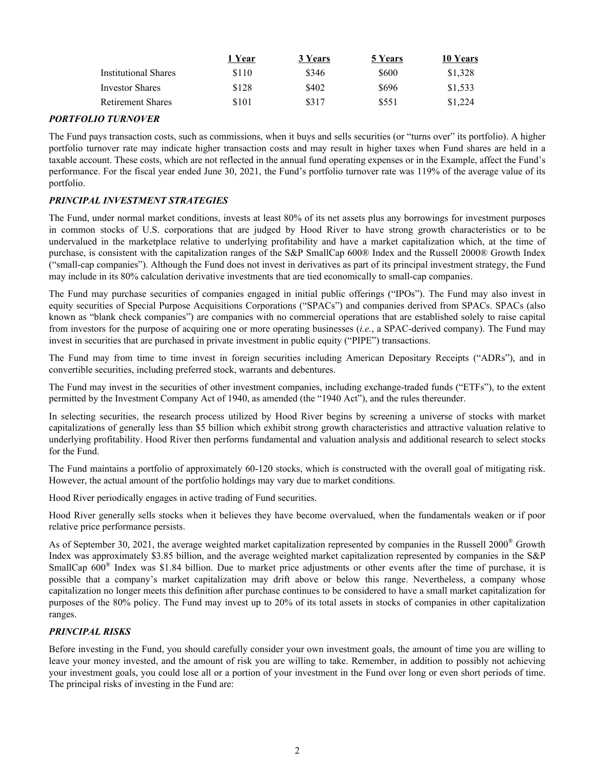| | 1 Year | 3 Years | 5 Years | 10 Years |
|---|---|---|---|---|
| Institutional Shares | $110 | $346 | $600 | $1,328 |
| Investor Shares | $128 | $402 | $696 | $1,533 |
| Retirement Shares | $101 | $317 | $551 | $1,224 |

### *PORTFOLIO TURNOVER*

The Fund pays transaction costs, such as commissions, when it buys and sells securities (or "turns over" its portfolio). A higher portfolio turnover rate may indicate higher transaction costs and may result in higher taxes when Fund shares are held in a taxable account. These costs, which are not reflected in the annual fund operating expenses or in the Example, affect the Fund's performance. For the fiscal year ended June 30, 2021, the Fund's portfolio turnover rate was 119% of the average value of its portfolio.

### *PRINCIPAL INVESTMENT STRATEGIES*

The Fund, under normal market conditions, invests at least 80% of its net assets plus any borrowings for investment purposes in common stocks of U.S. corporations that are judged by Hood River to have strong growth characteristics or to be undervalued in the marketplace relative to underlying profitability and have a market capitalization which, at the time of purchase, is consistent with the capitalization ranges of the S&P SmallCap 600® Index and the Russell 2000® Growth Index ("small-cap companies"). Although the Fund does not invest in derivatives as part of its principal investment strategy, the Fund may include in its 80% calculation derivative investments that are tied economically to small-cap companies.

The Fund may purchase securities of companies engaged in initial public offerings ("IPOs"). The Fund may also invest in equity securities of Special Purpose Acquisitions Corporations ("SPACs") and companies derived from SPACs. SPACs (also known as "blank check companies") are companies with no commercial operations that are established solely to raise capital from investors for the purpose of acquiring one or more operating businesses (*i.e.*, a SPAC-derived company). The Fund may invest in securities that are purchased in private investment in public equity ("PIPE") transactions.

The Fund may from time to time invest in foreign securities including American Depositary Receipts ("ADRs"), and in convertible securities, including preferred stock, warrants and debentures.

The Fund may invest in the securities of other investment companies, including exchange-traded funds ("ETFs"), to the extent permitted by the Investment Company Act of 1940, as amended (the "1940 Act"), and the rules thereunder.

In selecting securities, the research process utilized by Hood River begins by screening a universe of stocks with market capitalizations of generally less than $5 billion which exhibit strong growth characteristics and attractive valuation relative to underlying profitability. Hood River then performs fundamental and valuation analysis and additional research to select stocks for the Fund.

The Fund maintains a portfolio of approximately 60-120 stocks, which is constructed with the overall goal of mitigating risk. However, the actual amount of the portfolio holdings may vary due to market conditions.

Hood River periodically engages in active trading of Fund securities.

Hood River generally sells stocks when it believes they have become overvalued, when the fundamentals weaken or if poor relative price performance persists.

As of September 30, 2021, the average weighted market capitalization represented by companies in the Russell 2000® Growth Index was approximately $3.85 billion, and the average weighted market capitalization represented by companies in the S&P SmallCap 600® Index was $1.84 billion. Due to market price adjustments or other events after the time of purchase, it is possible that a company's market capitalization may drift above or below this range. Nevertheless, a company whose capitalization no longer meets this definition after purchase continues to be considered to have a small market capitalization for purposes of the 80% policy. The Fund may invest up to 20% of its total assets in stocks of companies in other capitalization ranges.

### *PRINCIPAL RISKS*

Before investing in the Fund, you should carefully consider your own investment goals, the amount of time you are willing to leave your money invested, and the amount of risk you are willing to take. Remember, in addition to possibly not achieving your investment goals, you could lose all or a portion of your investment in the Fund over long or even short periods of time. The principal risks of investing in the Fund are: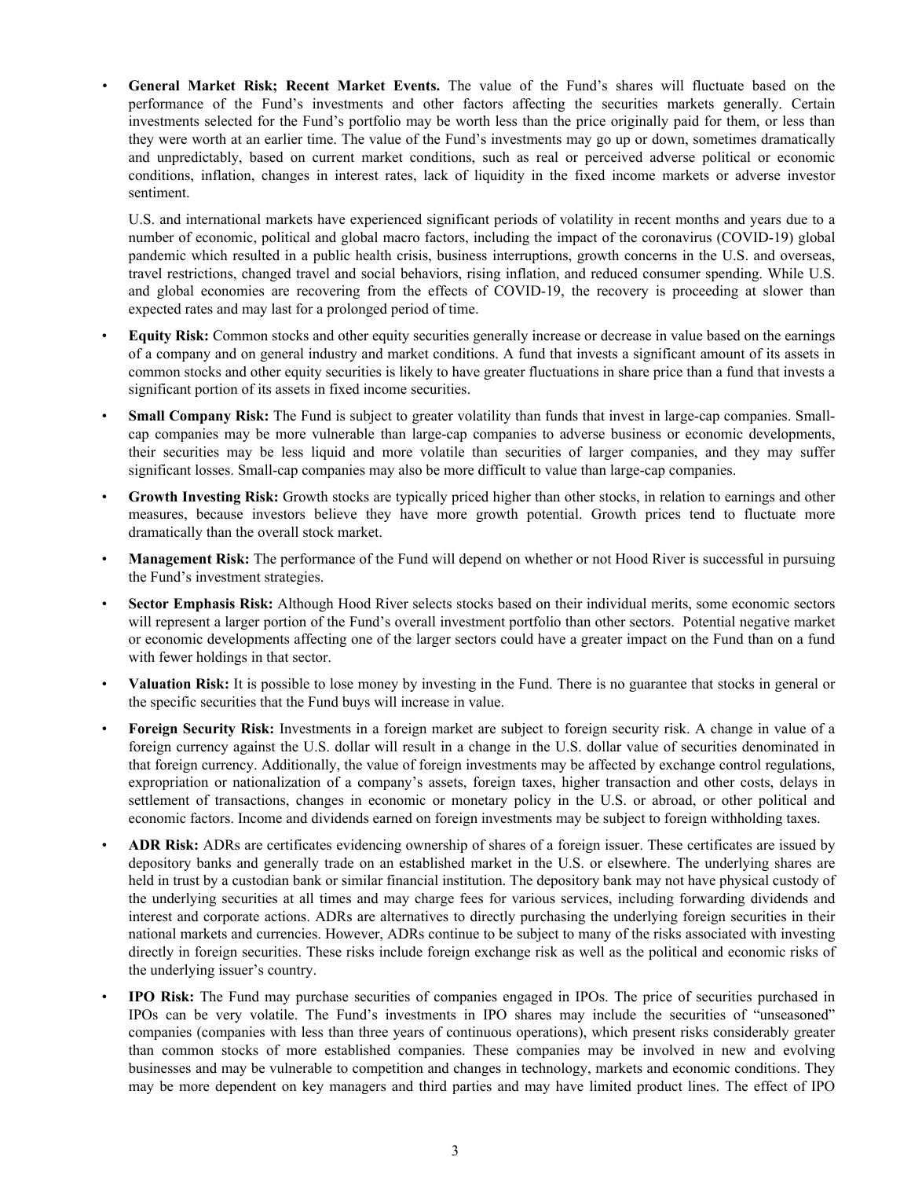- **General Market Risk; Recent Market Events.** The value of the Fund's shares will fluctuate based on the performance of the Fund's investments and other factors affecting the securities markets generally. Certain investments selected for the Fund's portfolio may be worth less than the price originally paid for them, or less than they were worth at an earlier time. The value of the Fund's investments may go up or down, sometimes dramatically and unpredictably, based on current market conditions, such as real or perceived adverse political or economic conditions, inflation, changes in interest rates, lack of liquidity in the fixed income markets or adverse investor sentiment.

  U.S. and international markets have experienced significant periods of volatility in recent months and years due to a number of economic, political and global macro factors, including the impact of the coronavirus (COVID-19) global pandemic which resulted in a public health crisis, business interruptions, growth concerns in the U.S. and overseas, travel restrictions, changed travel and social behaviors, rising inflation, and reduced consumer spending. While U.S. and global economies are recovering from the effects of COVID-19, the recovery is proceeding at slower than expected rates and may last for a prolonged period of time.

- **Equity Risk:** Common stocks and other equity securities generally increase or decrease in value based on the earnings of a company and on general industry and market conditions. A fund that invests a significant amount of its assets in common stocks and other equity securities is likely to have greater fluctuations in share price than a fund that invests a significant portion of its assets in fixed income securities.

- **Small Company Risk:** The Fund is subject to greater volatility than funds that invest in large-cap companies. Small-cap companies may be more vulnerable than large-cap companies to adverse business or economic developments, their securities may be less liquid and more volatile than securities of larger companies, and they may suffer significant losses. Small-cap companies may also be more difficult to value than large-cap companies.

- **Growth Investing Risk:** Growth stocks are typically priced higher than other stocks, in relation to earnings and other measures, because investors believe they have more growth potential. Growth prices tend to fluctuate more dramatically than the overall stock market.

- **Management Risk:** The performance of the Fund will depend on whether or not Hood River is successful in pursuing the Fund's investment strategies.

- **Sector Emphasis Risk:** Although Hood River selects stocks based on their individual merits, some economic sectors will represent a larger portion of the Fund's overall investment portfolio than other sectors. Potential negative market or economic developments affecting one of the larger sectors could have a greater impact on the Fund than on a fund with fewer holdings in that sector.

- **Valuation Risk:** It is possible to lose money by investing in the Fund. There is no guarantee that stocks in general or the specific securities that the Fund buys will increase in value.

- **Foreign Security Risk:** Investments in a foreign market are subject to foreign security risk. A change in value of a foreign currency against the U.S. dollar will result in a change in the U.S. dollar value of securities denominated in that foreign currency. Additionally, the value of foreign investments may be affected by exchange control regulations, expropriation or nationalization of a company's assets, foreign taxes, higher transaction and other costs, delays in settlement of transactions, changes in economic or monetary policy in the U.S. or abroad, or other political and economic factors. Income and dividends earned on foreign investments may be subject to foreign withholding taxes.

- **ADR Risk:** ADRs are certificates evidencing ownership of shares of a foreign issuer. These certificates are issued by depository banks and generally trade on an established market in the U.S. or elsewhere. The underlying shares are held in trust by a custodian bank or similar financial institution. The depository bank may not have physical custody of the underlying securities at all times and may charge fees for various services, including forwarding dividends and interest and corporate actions. ADRs are alternatives to directly purchasing the underlying foreign securities in their national markets and currencies. However, ADRs continue to be subject to many of the risks associated with investing directly in foreign securities. These risks include foreign exchange risk as well as the political and economic risks of the underlying issuer's country.

- **IPO Risk:** The Fund may purchase securities of companies engaged in IPOs. The price of securities purchased in IPOs can be very volatile. The Fund's investments in IPO shares may include the securities of "unseasoned" companies (companies with less than three years of continuous operations), which present risks considerably greater than common stocks of more established companies. These companies may be involved in new and evolving businesses and may be vulnerable to competition and changes in technology, markets and economic conditions. They may be more dependent on key managers and third parties and may have limited product lines. The effect of IPO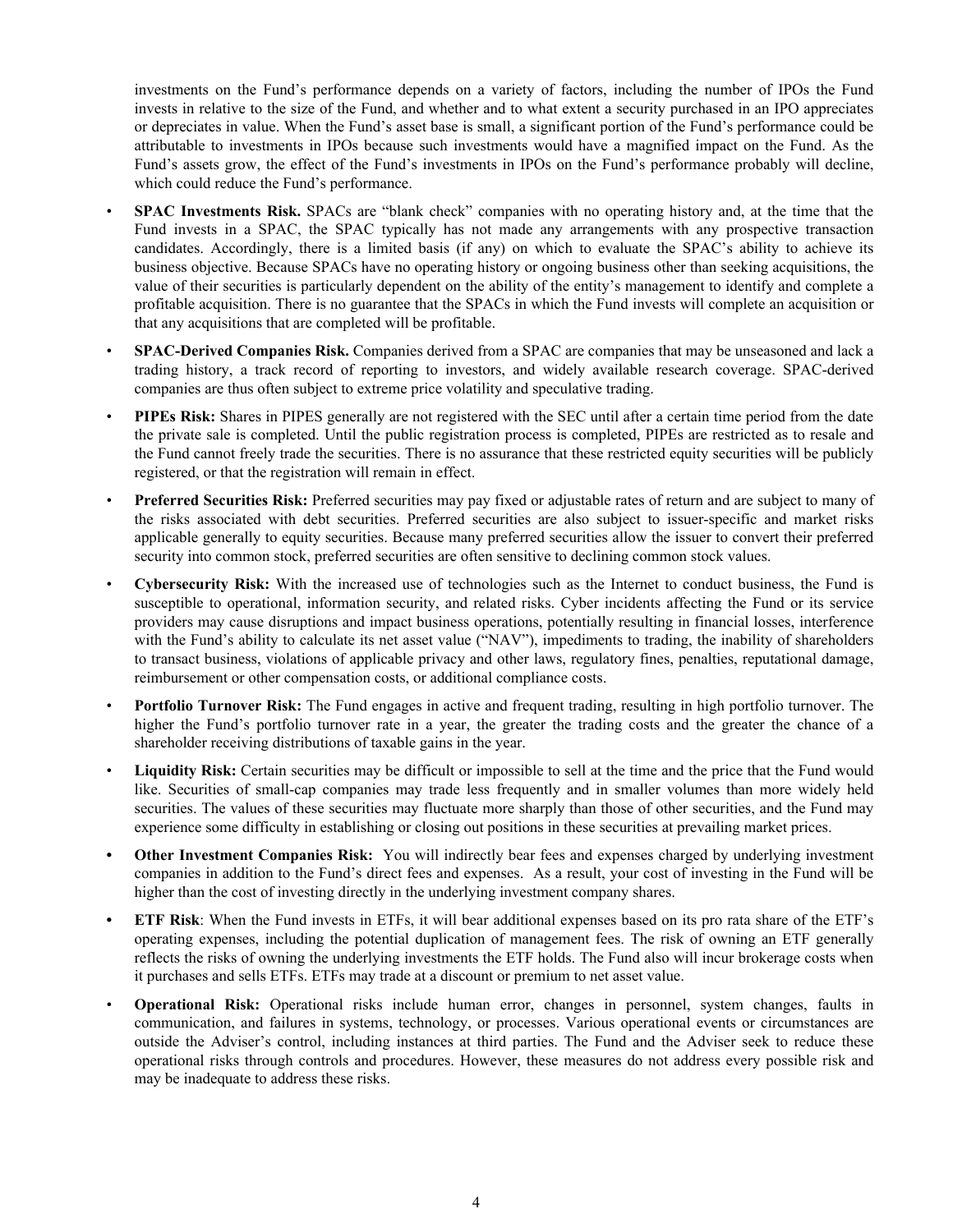investments on the Fund's performance depends on a variety of factors, including the number of IPOs the Fund invests in relative to the size of the Fund, and whether and to what extent a security purchased in an IPO appreciates or depreciates in value. When the Fund's asset base is small, a significant portion of the Fund's performance could be attributable to investments in IPOs because such investments would have a magnified impact on the Fund. As the Fund's assets grow, the effect of the Fund's investments in IPOs on the Fund's performance probably will decline, which could reduce the Fund's performance.

- **SPAC Investments Risk.** SPACs are "blank check" companies with no operating history and, at the time that the Fund invests in a SPAC, the SPAC typically has not made any arrangements with any prospective transaction candidates. Accordingly, there is a limited basis (if any) on which to evaluate the SPAC's ability to achieve its business objective. Because SPACs have no operating history or ongoing business other than seeking acquisitions, the value of their securities is particularly dependent on the ability of the entity's management to identify and complete a profitable acquisition. There is no guarantee that the SPACs in which the Fund invests will complete an acquisition or that any acquisitions that are completed will be profitable.
- **SPAC-Derived Companies Risk.** Companies derived from a SPAC are companies that may be unseasoned and lack a trading history, a track record of reporting to investors, and widely available research coverage. SPAC-derived companies are thus often subject to extreme price volatility and speculative trading.
- **PIPEs Risk:** Shares in PIPES generally are not registered with the SEC until after a certain time period from the date the private sale is completed. Until the public registration process is completed, PIPEs are restricted as to resale and the Fund cannot freely trade the securities. There is no assurance that these restricted equity securities will be publicly registered, or that the registration will remain in effect.
- **Preferred Securities Risk:** Preferred securities may pay fixed or adjustable rates of return and are subject to many of the risks associated with debt securities. Preferred securities are also subject to issuer-specific and market risks applicable generally to equity securities. Because many preferred securities allow the issuer to convert their preferred security into common stock, preferred securities are often sensitive to declining common stock values.
- **Cybersecurity Risk:** With the increased use of technologies such as the Internet to conduct business, the Fund is susceptible to operational, information security, and related risks. Cyber incidents affecting the Fund or its service providers may cause disruptions and impact business operations, potentially resulting in financial losses, interference with the Fund's ability to calculate its net asset value ("NAV"), impediments to trading, the inability of shareholders to transact business, violations of applicable privacy and other laws, regulatory fines, penalties, reputational damage, reimbursement or other compensation costs, or additional compliance costs.
- **Portfolio Turnover Risk:** The Fund engages in active and frequent trading, resulting in high portfolio turnover. The higher the Fund's portfolio turnover rate in a year, the greater the trading costs and the greater the chance of a shareholder receiving distributions of taxable gains in the year.
- **Liquidity Risk:** Certain securities may be difficult or impossible to sell at the time and the price that the Fund would like. Securities of small-cap companies may trade less frequently and in smaller volumes than more widely held securities. The values of these securities may fluctuate more sharply than those of other securities, and the Fund may experience some difficulty in establishing or closing out positions in these securities at prevailing market prices.
- **Other Investment Companies Risk:** You will indirectly bear fees and expenses charged by underlying investment companies in addition to the Fund's direct fees and expenses. As a result, your cost of investing in the Fund will be higher than the cost of investing directly in the underlying investment company shares.
- **ETF Risk**: When the Fund invests in ETFs, it will bear additional expenses based on its pro rata share of the ETF's operating expenses, including the potential duplication of management fees. The risk of owning an ETF generally reflects the risks of owning the underlying investments the ETF holds. The Fund also will incur brokerage costs when it purchases and sells ETFs. ETFs may trade at a discount or premium to net asset value.
- **Operational Risk:** Operational risks include human error, changes in personnel, system changes, faults in communication, and failures in systems, technology, or processes. Various operational events or circumstances are outside the Adviser's control, including instances at third parties. The Fund and the Adviser seek to reduce these operational risks through controls and procedures. However, these measures do not address every possible risk and may be inadequate to address these risks.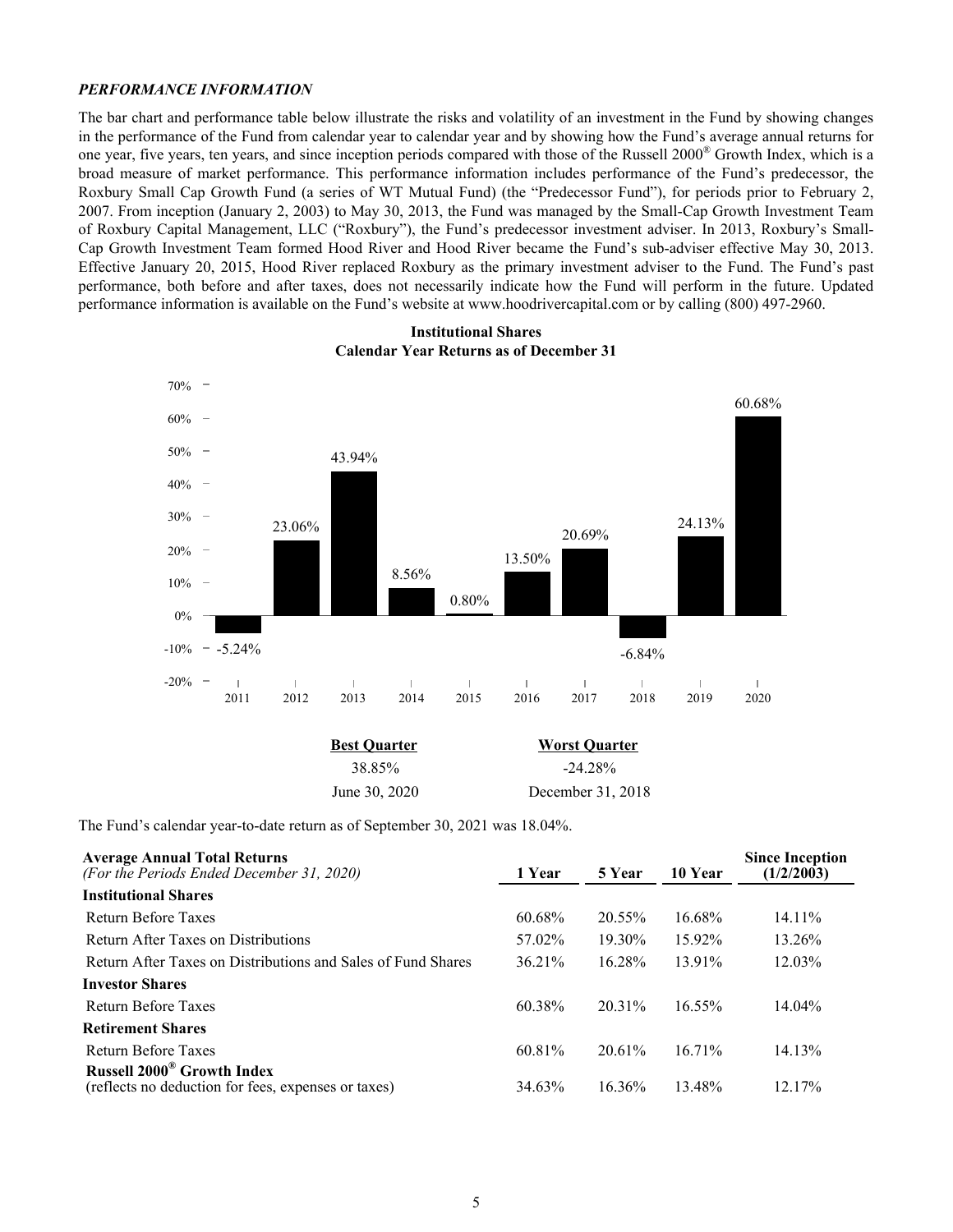### *PERFORMANCE INFORMATION*

The bar chart and performance table below illustrate the risks and volatility of an investment in the Fund by showing changes in the performance of the Fund from calendar year to calendar year and by showing how the Fund's average annual returns for one year, five years, ten years, and since inception periods compared with those of the Russell 2000® Growth Index, which is a broad measure of market performance. This performance information includes performance of the Fund's predecessor, the Roxbury Small Cap Growth Fund (a series of WT Mutual Fund) (the "Predecessor Fund"), for periods prior to February 2, 2007. From inception (January 2, 2003) to May 30, 2013, the Fund was managed by the Small-Cap Growth Investment Team of Roxbury Capital Management, LLC ("Roxbury"), the Fund's predecessor investment adviser. In 2013, Roxbury's Small-Cap Growth Investment Team formed Hood River and Hood River became the Fund's sub-adviser effective May 30, 2013. Effective January 20, 2015, Hood River replaced Roxbury as the primary investment adviser to the Fund. The Fund's past performance, both before and after taxes, does not necessarily indicate how the Fund will perform in the future. Updated performance information is available on the Fund's website at www.hoodrivercapital.com or by calling (800) 497-2960.

**Institutional Shares**
**Calendar Year Returns as of December 31**

| Year | Return |
|---|---|
| 2011 | -5.24% |
| 2012 | 23.06% |
| 2013 | 43.94% |
| 2014 | 8.56% |
| 2015 | 0.80% |
| 2016 | 13.50% |
| 2017 | 20.69% |
| 2018 | -6.84% |
| 2019 | 24.13% |
| 2020 | 60.68% |

| **Best Quarter** | **Worst Quarter** |
|---|---|
| 38.85% | -24.28% |
| June 30, 2020 | December 31, 2018 |

The Fund's calendar year-to-date return as of September 30, 2021 was 18.04%.

| **Average Annual Total Returns** *(For the Periods Ended December 31, 2020)* | **1 Year** | **5 Year** | **10 Year** | **Since Inception (1/2/2003)** |
|---|---|---|---|---|
| **Institutional Shares** | | | | |
| Return Before Taxes | 60.68% | 20.55% | 16.68% | 14.11% |
| Return After Taxes on Distributions | 57.02% | 19.30% | 15.92% | 13.26% |
| Return After Taxes on Distributions and Sales of Fund Shares | 36.21% | 16.28% | 13.91% | 12.03% |
| **Investor Shares** | | | | |
| Return Before Taxes | 60.38% | 20.31% | 16.55% | 14.04% |
| **Retirement Shares** | | | | |
| Return Before Taxes | 60.81% | 20.61% | 16.71% | 14.13% |
| **Russell 2000® Growth Index** (reflects no deduction for fees, expenses or taxes) | 34.63% | 16.36% | 13.48% | 12.17% |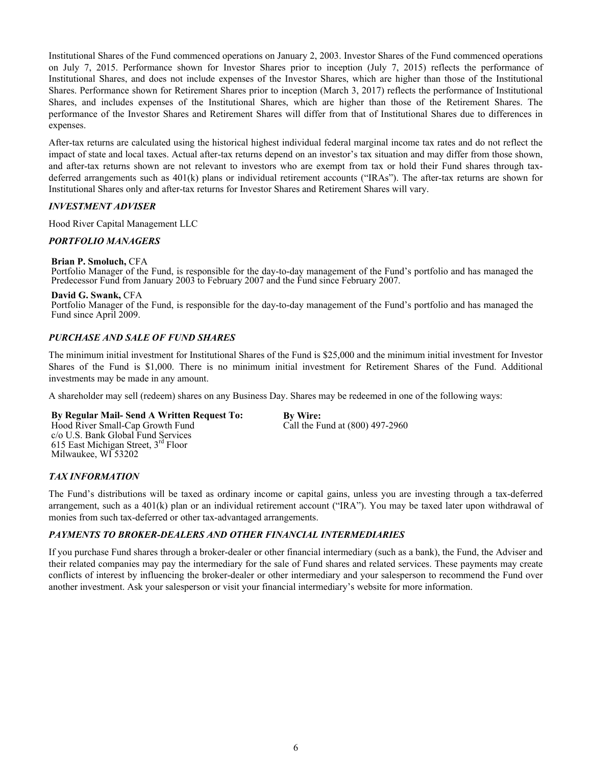Institutional Shares of the Fund commenced operations on January 2, 2003. Investor Shares of the Fund commenced operations on July 7, 2015. Performance shown for Investor Shares prior to inception (July 7, 2015) reflects the performance of Institutional Shares, and does not include expenses of the Investor Shares, which are higher than those of the Institutional Shares. Performance shown for Retirement Shares prior to inception (March 3, 2017) reflects the performance of Institutional Shares, and includes expenses of the Institutional Shares, which are higher than those of the Retirement Shares. The performance of the Investor Shares and Retirement Shares will differ from that of Institutional Shares due to differences in expenses.

After-tax returns are calculated using the historical highest individual federal marginal income tax rates and do not reflect the impact of state and local taxes. Actual after-tax returns depend on an investor's tax situation and may differ from those shown, and after-tax returns shown are not relevant to investors who are exempt from tax or hold their Fund shares through tax-deferred arrangements such as 401(k) plans or individual retirement accounts ("IRAs"). The after-tax returns are shown for Institutional Shares only and after-tax returns for Investor Shares and Retirement Shares will vary.

### *INVESTMENT ADVISER*

Hood River Capital Management LLC

### *PORTFOLIO MANAGERS*

**Brian P. Smoluch,** CFA
Portfolio Manager of the Fund, is responsible for the day-to-day management of the Fund's portfolio and has managed the Predecessor Fund from January 2003 to February 2007 and the Fund since February 2007.

**David G. Swank,** CFA
Portfolio Manager of the Fund, is responsible for the day-to-day management of the Fund's portfolio and has managed the Fund since April 2009.

### *PURCHASE AND SALE OF FUND SHARES*

The minimum initial investment for Institutional Shares of the Fund is $25,000 and the minimum initial investment for Investor Shares of the Fund is $1,000. There is no minimum initial investment for Retirement Shares of the Fund. Additional investments may be made in any amount.

A shareholder may sell (redeem) shares on any Business Day. Shares may be redeemed in one of the following ways:

**By Regular Mail- Send A Written Request To:**
Hood River Small-Cap Growth Fund
c/o U.S. Bank Global Fund Services
615 East Michigan Street, 3rd Floor
Milwaukee, WI 53202

**By Wire:**
Call the Fund at (800) 497-2960

### *TAX INFORMATION*

The Fund's distributions will be taxed as ordinary income or capital gains, unless you are investing through a tax-deferred arrangement, such as a 401(k) plan or an individual retirement account ("IRA"). You may be taxed later upon withdrawal of monies from such tax-deferred or other tax-advantaged arrangements.

### *PAYMENTS TO BROKER-DEALERS AND OTHER FINANCIAL INTERMEDIARIES*

If you purchase Fund shares through a broker-dealer or other financial intermediary (such as a bank), the Fund, the Adviser and their related companies may pay the intermediary for the sale of Fund shares and related services. These payments may create conflicts of interest by influencing the broker-dealer or other intermediary and your salesperson to recommend the Fund over another investment. Ask your salesperson or visit your financial intermediary's website for more information.